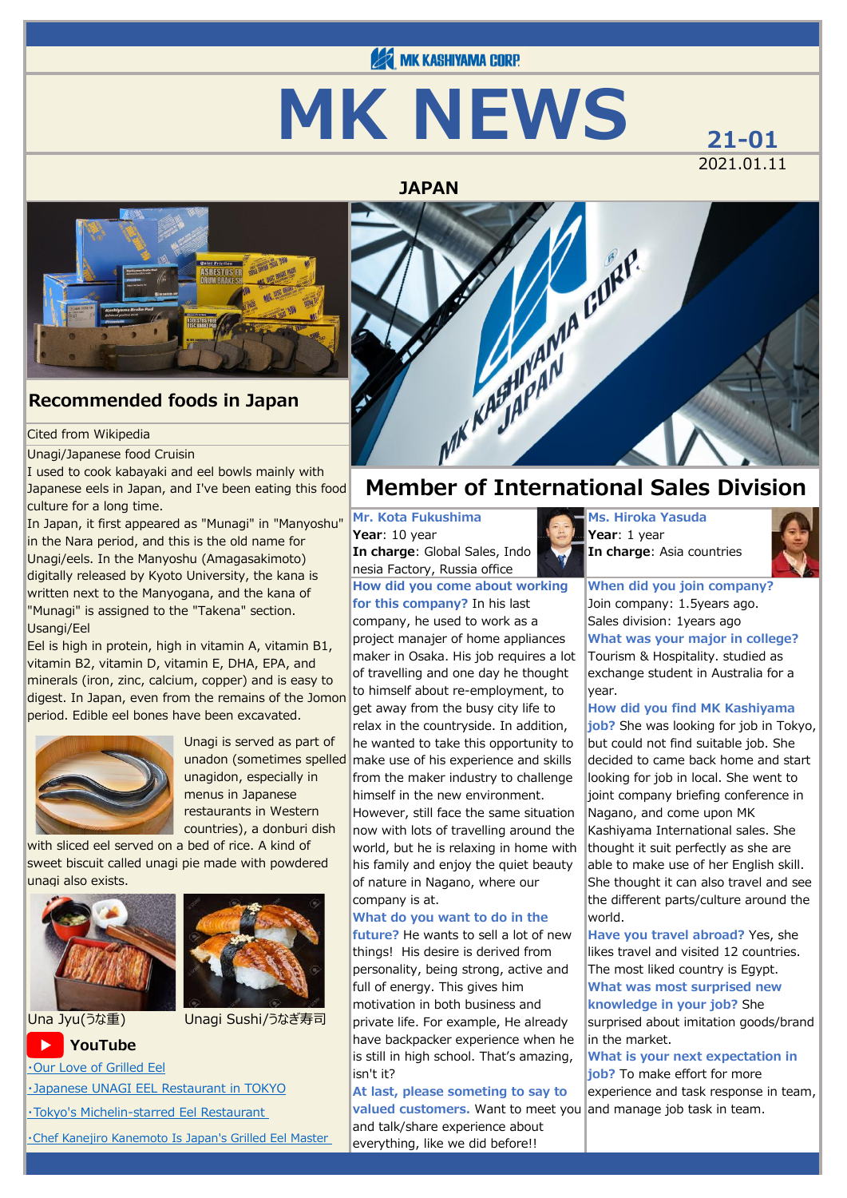MK KASHIYAMA CORP.

# MK NEWS

21-01

2021.01.11

JAPAN

## Recommended foods in Japan

Cited from Wikipedia

Unagi/Japanese food Cruisin

I used to cook kabayaki and eel bowls mainly with Japanese eels in Japan, and I've been eating this food culture for a long time.

In Japan, it first appeared as "Munagi" in "Manyoshu" in the Nara period, and this is the old name for Unagi/eels. In the Manyoshu (Amagasakimoto) digitally released by Kyoto University, the kana is written next to the Manyogana, and the kana of "Munagi" is assigned to the "Takena" section. Usangi/Eel

Eel is high in protein, high in vitamin A, vitamin B1, vitamin B2, vitamin D, vitamin E, DHA, EPA, and minerals (iron, zinc, calcium, copper) and is easy to digest. In Japan, even from the remains of the Jomon period. Edible eel bones have been excavated.

Unagi is served as part of unadon (sometimes spelled unagidon, especially in menus in Japanese restaurants in Western countries), a donburi dish with sliced eel served on a bed of rice. A kind of sweet biscuit called unagi pie made with powdered unagi also exists.

Una Jyu(うな重)

Unagi Sushi/うなぎ寿司

**YouTube**

- ·Our Love of Grilled Eel
- ·Japanese UNAGI EEL Restaurant in TOKYO
- ·Tokyo's Michelin-starred Eel Restaurant
- ·Chef Kanejiro Kanemoto Is Japan's Grilled Eel Master

## Member of International Sales Division

### Mr. Kota Fukushima

**Year**: 10 year

**In charge**: Global Sales, Indonesia Factory, Russia office

**How did you come about working for this company?** In his last company, he used to work as a project manajer of home appliances maker in Osaka. His job requires a lot of travelling and one day he thought to himself about re-employment, to get away from the busy city life to relax in the countryside. In addition, he wanted to take this opportunity to make use of his experience and skills from the maker industry to challenge himself in the new environment. However, still face the same situation now with lots of travelling around the world, but he is relaxing in home with his family and enjoy the quiet beauty of nature in Nagano, where our company is at.

**What do you want to do in the future?** He wants to sell a lot of new things! His desire is derived from personality, being strong, active and full of energy. This gives him motivation in both business and private life. For example, He already have backpacker experience when he is still in high school. That's amazing, isn't it?

**At last, please someting to say to valued customers.** Want to meet you and talk/share experience about everything, like we did before!!

### Ms. Hiroka Yasuda

**Year**: 1 year

**In charge**: Asia countries

**When did you join company?** Join company: 1.5years ago. Sales division: 1years ago

**What was your major in college?** Tourism & Hospitality. studied as exchange student in Australia for a year.

**How did you find MK Kashiyama job?** She was looking for job in Tokyo, but could not find suitable job. She decided to came back home and start looking for job in local. She went to joint company briefing conference in Nagano, and come upon MK Kashiyama International sales. She thought it suit perfectly as she are able to make use of her English skill. She thought it can also travel and see the different parts/culture around the world.

**Have you travel abroad?** Yes, she likes travel and visited 12 countries. The most liked country is Egypt.

**What was most surprised new knowledge in your job?** She surprised about imitation goods/brand in the market.

**What is your next expectation in job?** To make effort for more experience and task response in team, and manage job task in team.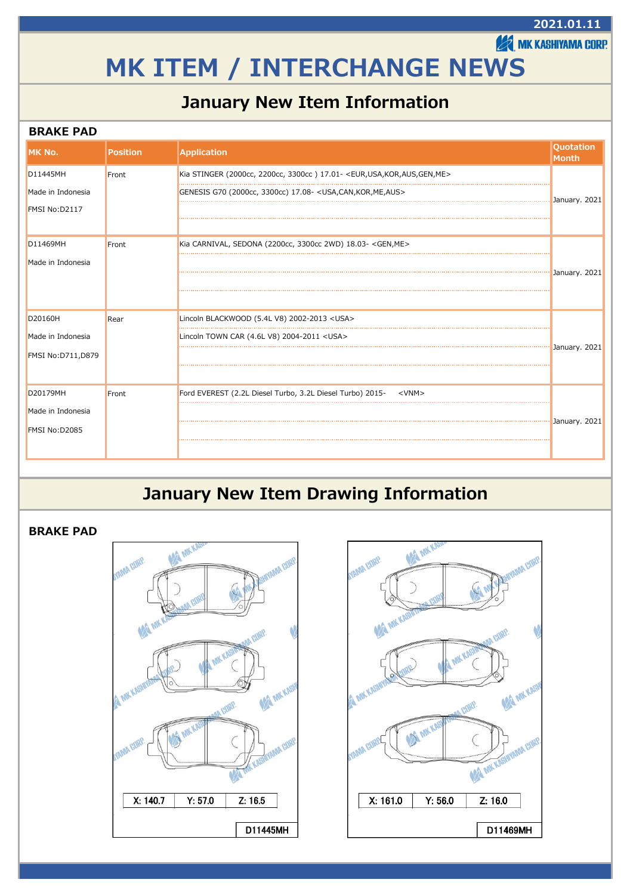2021.01.11

MK KASHIYAMA CORP.

# MK ITEM / INTERCHANGE NEWS

## January New Item Information

### BRAKE PAD

| MK No. | Position | Application | Quotation Month |
|---|---|---|---|
| D11445MH<br>Made in Indonesia<br>FMSI No:D2117 | Front | Kia STINGER (2000cc, 2200cc, 3300cc ) 17.01- <EUR,USA,KOR,AUS,GEN,ME><br>GENESIS G70 (2000cc, 3300cc) 17.08- <USA,CAN,KOR,ME,AUS> | January. 2021 |
| D11469MH<br>Made in Indonesia | Front | Kia CARNIVAL, SEDONA (2200cc, 3300cc 2WD) 18.03- <GEN,ME> | January. 2021 |
| D20160H<br>Made in Indonesia<br>FMSI No:D711,D879 | Rear | Lincoln BLACKWOOD (5.4L V8) 2002-2013 <USA><br>Lincoln TOWN CAR (4.6L V8) 2004-2011 <USA> | January. 2021 |
| D20179MH<br>Made in Indonesia<br>FMSI No:D2085 | Front | Ford EVEREST (2.2L Diesel Turbo, 3.2L Diesel Turbo) 2015- <VNM> | January. 2021 |

## January New Item Drawing Information

### BRAKE PAD

| X: 140.7 | Y: 57.0 | Z: 16.5 |
|---|---|---|

D11445MH

| X: 161.0 | Y: 56.0 | Z: 16.0 |
|---|---|---|

D11469MH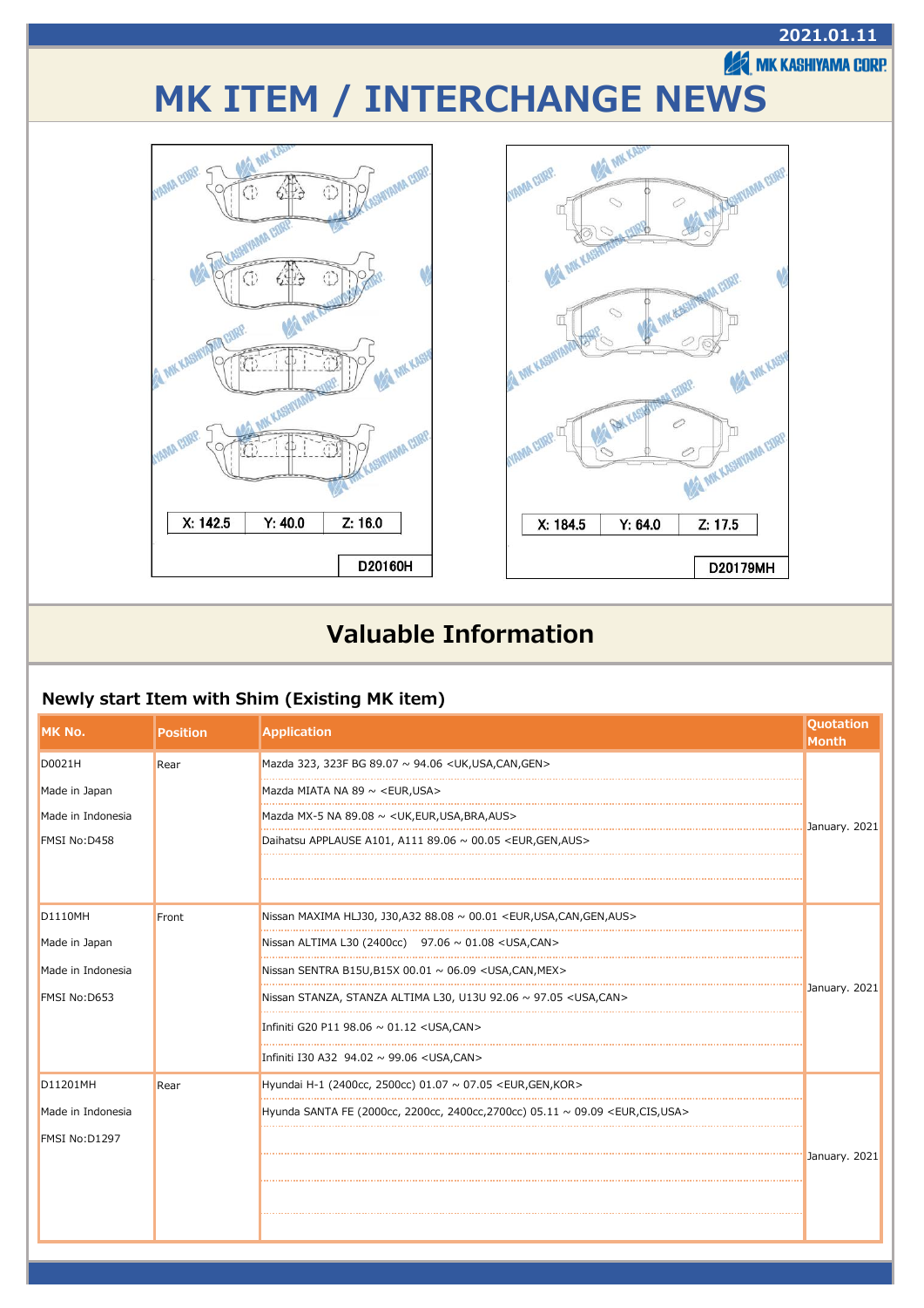2021.01.11

MK KASHIYAMA CORP.

# MK ITEM / INTERCHANGE NEWS

| X: 142.5 | Y: 40.0 | Z: 16.0 |
|---|---|---|

D20160H

| X: 184.5 | Y: 64.0 | Z: 17.5 |
|---|---|---|

D20179MH

## Valuable Information

### Newly start Item with Shim (Existing MK item)

| MK No. | Position | Application | Quotation Month |
|---|---|---|---|
| D0021H<br>Made in Japan<br>Made in Indonesia<br>FMSI No:D458 | Rear | Mazda 323, 323F BG 89.07 ~ 94.06 <UK,USA,CAN,GEN><br>Mazda MIATA NA 89 ~ <EUR,USA><br>Mazda MX-5 NA 89.08 ~ <UK,EUR,USA,BRA,AUS><br>Daihatsu APPLAUSE A101, A111 89.06 ~ 00.05 <EUR,GEN,AUS> | January. 2021 |
| D1110MH<br>Made in Japan<br>Made in Indonesia<br>FMSI No:D653 | Front | Nissan MAXIMA HLJ30, J30,A32 88.08 ~ 00.01 <EUR,USA,CAN,GEN,AUS><br>Nissan ALTIMA L30 (2400cc) 97.06 ~ 01.08 <USA,CAN><br>Nissan SENTRA B15U,B15X 00.01 ~ 06.09 <USA,CAN,MEX><br>Nissan STANZA, STANZA ALTIMA L30, U13U 92.06 ~ 97.05 <USA,CAN><br>Infiniti G20 P11 98.06 ~ 01.12 <USA,CAN><br>Infiniti I30 A32 94.02 ~ 99.06 <USA,CAN> | January. 2021 |
| D11201MH<br>Made in Indonesia<br>FMSI No:D1297 | Rear | Hyundai H-1 (2400cc, 2500cc) 01.07 ~ 07.05 <EUR,GEN,KOR><br>Hyunda SANTA FE (2000cc, 2200cc, 2400cc,2700cc) 05.11 ~ 09.09 <EUR,CIS,USA> | January. 2021 |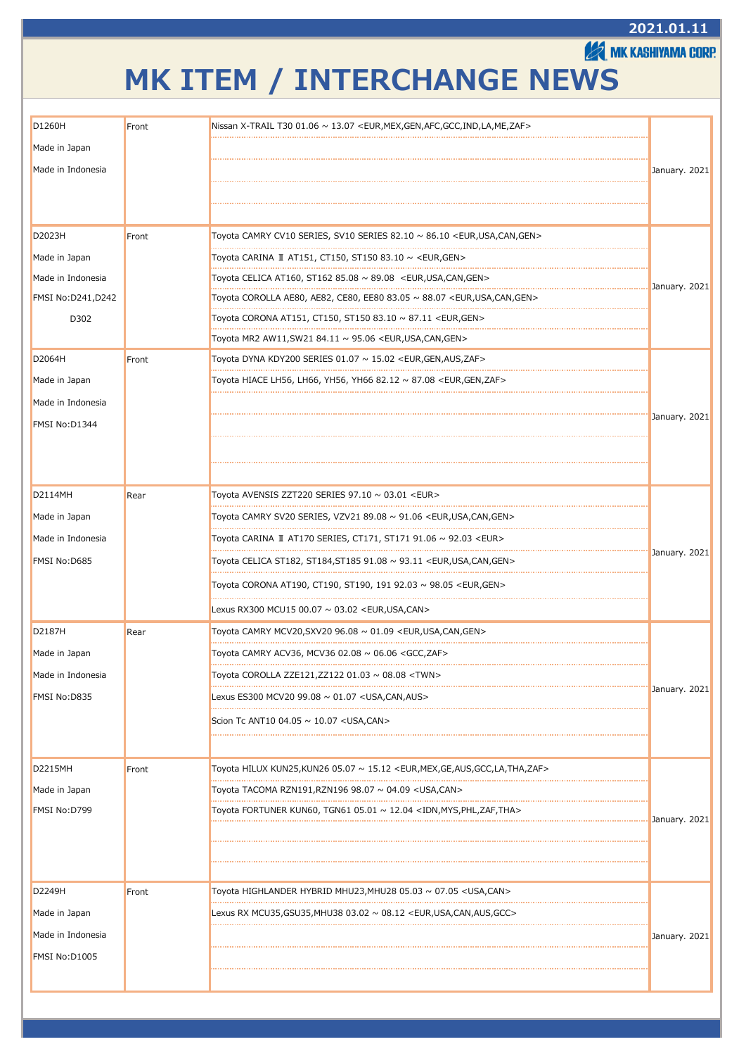2021.01.11

MK KASHIYAMA CORP.

# MK ITEM / INTERCHANGE NEWS

| Part No. | Position | Application | Date |
|---|---|---|---|
| D1260H<br>Made in Japan<br>Made in Indonesia | Front | Nissan X-TRAIL T30 01.06 ~ 13.07 <EUR,MEX,GEN,AFC,GCC,IND,LA,ME,ZAF> | January. 2021 |
| D2023H<br>Made in Japan<br>Made in Indonesia<br>FMSI No:D241,D242<br>D302 | Front | Toyota CAMRY CV10 SERIES, SV10 SERIES 82.10 ~ 86.10 <EUR,USA,CAN,GEN><br>Toyota CARINA Ⅱ AT151, CT150, ST150 83.10 ~ <EUR,GEN><br>Toyota CELICA AT160, ST162 85.08 ~ 89.08 <EUR,USA,CAN,GEN><br>Toyota COROLLA AE80, AE82, CE80, EE80 83.05 ~ 88.07 <EUR,USA,CAN,GEN><br>Toyota CORONA AT151, CT150, ST150 83.10 ~ 87.11 <EUR,GEN><br>Toyota MR2 AW11,SW21 84.11 ~ 95.06 <EUR,USA,CAN,GEN> | January. 2021 |
| D2064H<br>Made in Japan<br>Made in Indonesia<br>FMSI No:D1344 | Front | Toyota DYNA KDY200 SERIES 01.07 ~ 15.02 <EUR,GEN,AUS,ZAF><br>Toyota HIACE LH56, LH66, YH56, YH66 82.12 ~ 87.08 <EUR,GEN,ZAF> | January. 2021 |
| D2114MH<br>Made in Japan<br>Made in Indonesia<br>FMSI No:D685 | Rear | Toyota AVENSIS ZZT220 SERIES 97.10 ~ 03.01 <EUR><br>Toyota CAMRY SV20 SERIES, VZV21 89.08 ~ 91.06 <EUR,USA,CAN,GEN><br>Toyota CARINA Ⅱ AT170 SERIES, CT171, ST171 91.06 ~ 92.03 <EUR><br>Toyota CELICA ST182, ST184,ST185 91.08 ~ 93.11 <EUR,USA,CAN,GEN><br>Toyota CORONA AT190, CT190, ST190, 191 92.03 ~ 98.05 <EUR,GEN><br>Lexus RX300 MCU15 00.07 ~ 03.02 <EUR,USA,CAN> | January. 2021 |
| D2187H<br>Made in Japan<br>Made in Indonesia<br>FMSI No:D835 | Rear | Toyota CAMRY MCV20,SXV20 96.08 ~ 01.09 <EUR,USA,CAN,GEN><br>Toyota CAMRY ACV36, MCV36 02.08 ~ 06.06 <GCC,ZAF><br>Toyota COROLLA ZZE121,ZZ122 01.03 ~ 08.08 <TWN><br>Lexus ES300 MCV20 99.08 ~ 01.07 <USA,CAN,AUS><br>Scion Tc ANT10 04.05 ~ 10.07 <USA,CAN> | January. 2021 |
| D2215MH<br>Made in Japan<br>FMSI No:D799 | Front | Toyota HILUX KUN25,KUN26 05.07 ~ 15.12 <EUR,MEX,GE,AUS,GCC,LA,THA,ZAF><br>Toyota TACOMA RZN191,RZN196 98.07 ~ 04.09 <USA,CAN><br>Toyota FORTUNER KUN60, TGN61 05.01 ~ 12.04 <IDN,MYS,PHL,ZAF,THA> | January. 2021 |
| D2249H<br>Made in Japan<br>Made in Indonesia<br>FMSI No:D1005 | Front | Toyota HIGHLANDER HYBRID MHU23,MHU28 05.03 ~ 07.05 <USA,CAN><br>Lexus RX MCU35,GSU35,MHU38 03.02 ~ 08.12 <EUR,USA,CAN,AUS,GCC> | January. 2021 |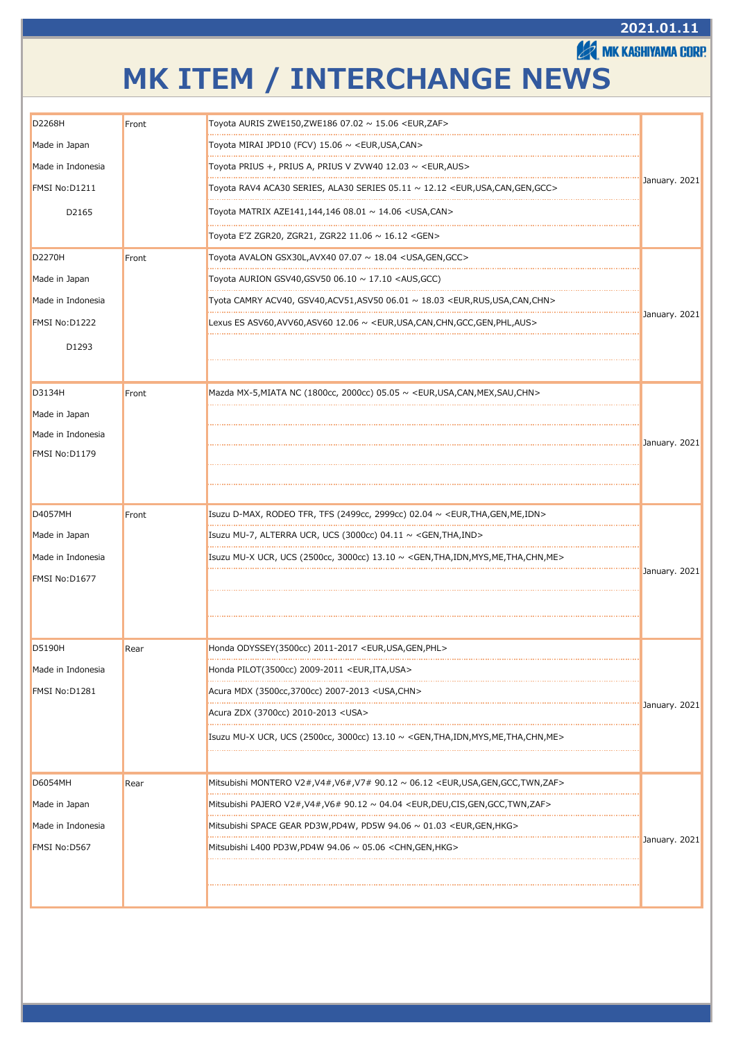2021.01.11

MK KASHIYAMA CORP.

# MK ITEM / INTERCHANGE NEWS

| Item | Position | Application | Date |
|---|---|---|---|
| D2268H<br>Made in Japan<br>Made in Indonesia<br>FMSI No:D1211<br>D2165 | Front | Toyota AURIS ZWE150,ZWE186 07.02 ~ 15.06 <EUR,ZAF><br>Toyota MIRAI JPD10 (FCV) 15.06 ~ <EUR,USA,CAN><br>Toyota PRIUS +, PRIUS A, PRIUS V ZVW40 12.03 ~ <EUR,AUS><br>Toyota RAV4 ACA30 SERIES, ALA30 SERIES 05.11 ~ 12.12 <EUR,USA,CAN,GEN,GCC><br>Toyota MATRIX AZE141,144,146 08.01 ~ 14.06 <USA,CAN><br>Toyota E'Z ZGR20, ZGR21, ZGR22 11.06 ~ 16.12 <GEN> | January. 2021 |
| D2270H<br>Made in Japan<br>Made in Indonesia<br>FMSI No:D1222<br>D1293 | Front | Toyota AVALON GSX30L,AVX40 07.07 ~ 18.04 <USA,GEN,GCC><br>Toyota AURION GSV40,GSV50 06.10 ~ 17.10 <AUS,GCC)<br>Tyota CAMRY ACV40, GSV40,ACV51,ASV50 06.01 ~ 18.03 <EUR,RUS,USA,CAN,CHN><br>Lexus ES ASV60,AVV60,ASV60 12.06 ~ <EUR,USA,CAN,CHN,GCC,GEN,PHL,AUS> | January. 2021 |
| D3134H<br>Made in Japan<br>Made in Indonesia<br>FMSI No:D1179 | Front | Mazda MX-5,MIATA NC (1800cc, 2000cc) 05.05 ~ <EUR,USA,CAN,MEX,SAU,CHN> | January. 2021 |
| D4057MH<br>Made in Japan<br>Made in Indonesia<br>FMSI No:D1677 | Front | Isuzu D-MAX, RODEO TFR, TFS (2499cc, 2999cc) 02.04 ~ <EUR,THA,GEN,ME,IDN><br>Isuzu MU-7, ALTERRA UCR, UCS (3000cc) 04.11 ~ <GEN,THA,IND><br>Isuzu MU-X UCR, UCS (2500cc, 3000cc) 13.10 ~ <GEN,THA,IDN,MYS,ME,THA,CHN,ME> | January. 2021 |
| D5190H<br>Made in Indonesia<br>FMSI No:D1281 | Rear | Honda ODYSSEY(3500cc) 2011-2017 <EUR,USA,GEN,PHL><br>Honda PILOT(3500cc) 2009-2011 <EUR,ITA,USA><br>Acura MDX (3500cc,3700cc) 2007-2013 <USA,CHN><br>Acura ZDX (3700cc) 2010-2013 <USA><br>Isuzu MU-X UCR, UCS (2500cc, 3000cc) 13.10 ~ <GEN,THA,IDN,MYS,ME,THA,CHN,ME> | January. 2021 |
| D6054MH<br>Made in Japan<br>Made in Indonesia<br>FMSI No:D567 | Rear | Mitsubishi MONTERO V2#,V4#,V6#,V7# 90.12 ~ 06.12 <EUR,USA,GEN,GCC,TWN,ZAF><br>Mitsubishi PAJERO V2#,V4#,V6# 90.12 ~ 04.04 <EUR,DEU,CIS,GEN,GCC,TWN,ZAF><br>Mitsubishi SPACE GEAR PD3W,PD4W, PD5W 94.06 ~ 01.03 <EUR,GEN,HKG><br>Mitsubishi L400 PD3W,PD4W 94.06 ~ 05.06 <CHN,GEN,HKG> | January. 2021 |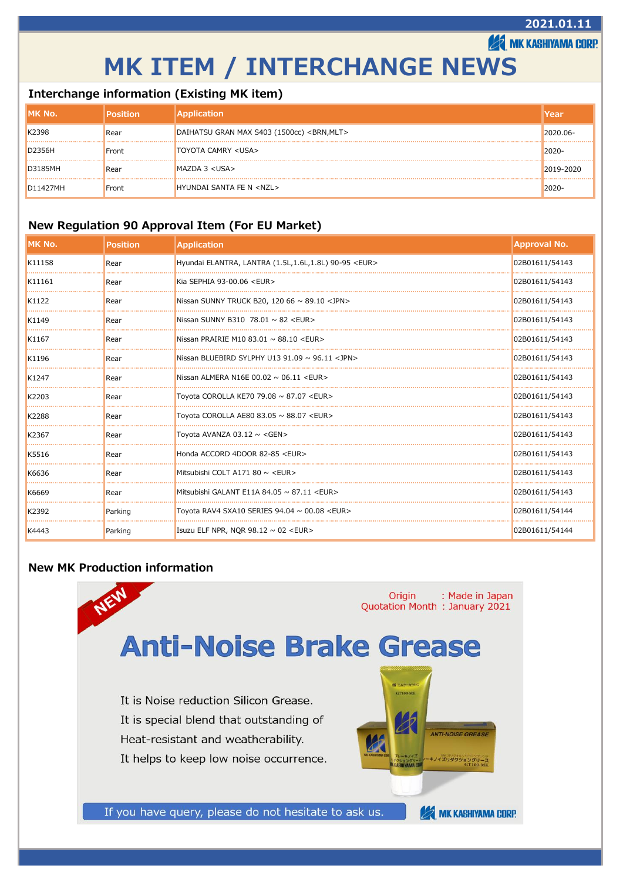2021.01.11

MK KASHIYAMA CORP.

# MK ITEM / INTERCHANGE NEWS

## Interchange information (Existing MK item)

| MK No. | Position | Application | Year |
|---|---|---|---|
| K2398 | Rear | DAIHATSU GRAN MAX S403 (1500cc) <BRN,MLT> | 2020.06- |
| D2356H | Front | TOYOTA CAMRY <USA> | 2020- |
| D3185MH | Rear | MAZDA 3 <USA> | 2019-2020 |
| D11427MH | Front | HYUNDAI SANTA FE N <NZL> | 2020- |

## New Regulation 90 Approval Item (For EU Market)

| MK No. | Position | Application | Approval No. |
|---|---|---|---|
| K11158 | Rear | Hyundai ELANTRA, LANTRA (1.5L,1.6L,1.8L) 90-95 <EUR> | 02B01611/54143 |
| K11161 | Rear | Kia SEPHIA 93-00.06 <EUR> | 02B01611/54143 |
| K1122 | Rear | Nissan SUNNY TRUCK B20, 120 66 ~ 89.10 <JPN> | 02B01611/54143 |
| K1149 | Rear | Nissan SUNNY B310 78.01 ~ 82 <EUR> | 02B01611/54143 |
| K1167 | Rear | Nissan PRAIRIE M10 83.01 ~ 88.10 <EUR> | 02B01611/54143 |
| K1196 | Rear | Nissan BLUEBIRD SYLPHY U13 91.09 ~ 96.11 <JPN> | 02B01611/54143 |
| K1247 | Rear | Nissan ALMERA N16E 00.02 ~ 06.11 <EUR> | 02B01611/54143 |
| K2203 | Rear | Toyota COROLLA KE70 79.08 ~ 87.07 <EUR> | 02B01611/54143 |
| K2288 | Rear | Toyota COROLLA AE80 83.05 ~ 88.07 <EUR> | 02B01611/54143 |
| K2367 | Rear | Toyota AVANZA 03.12 ~ <GEN> | 02B01611/54143 |
| K5516 | Rear | Honda ACCORD 4DOOR 82-85 <EUR> | 02B01611/54143 |
| K6636 | Rear | Mitsubishi COLT A171 80 ~ <EUR> | 02B01611/54143 |
| K6669 | Rear | Mitsubishi GALANT E11A 84.05 ~ 87.11 <EUR> | 02B01611/54143 |
| K2392 | Parking | Toyota RAV4 SXA10 SERIES 94.04 ~ 00.08 <EUR> | 02B01611/54144 |
| K4443 | Parking | Isuzu ELF NPR, NQR 98.12 ~ 02 <EUR> | 02B01611/54144 |

## New MK Production information

NEW

Origin : Made in Japan
Quotation Month : January 2021

# Anti-Noise Brake Grease

It is Noise reduction Silicon Grease.
It is special blend that outstanding of Heat-resistant and weatherability.
It helps to keep low noise occurrence.

If you have query, please do not hesitate to ask us.

MK KASHIYAMA CORP.